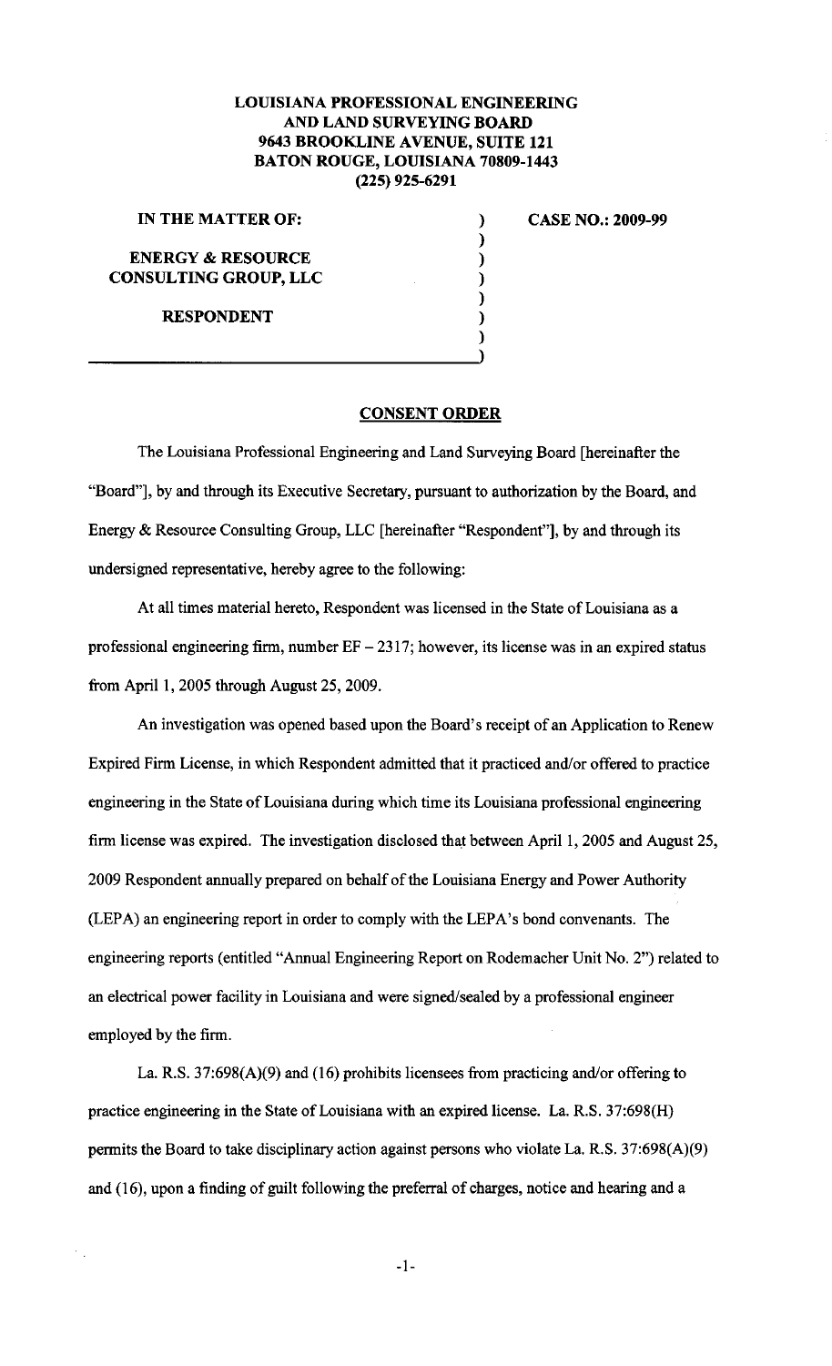**LOUISIANA PROFESSIONAL ENGINEERING AND LAND SURVEYING BOARD**
**9643 BROOKLINE AVENUE, SUITE 121**
**BATON ROUGE, LOUISIANA 70809-1443**
**(225) 925-6291**

**IN THE MATTER OF:**

**ENERGY & RESOURCE CONSULTING GROUP, LLC**

**RESPONDENT**

**CASE NO.: 2009-99**

## CONSENT ORDER

The Louisiana Professional Engineering and Land Surveying Board [hereinafter the "Board"], by and through its Executive Secretary, pursuant to authorization by the Board, and Energy & Resource Consulting Group, LLC [hereinafter "Respondent"], by and through its undersigned representative, hereby agree to the following:

At all times material hereto, Respondent was licensed in the State of Louisiana as a professional engineering firm, number EF – 2317; however, its license was in an expired status from April 1, 2005 through August 25, 2009.

An investigation was opened based upon the Board's receipt of an Application to Renew Expired Firm License, in which Respondent admitted that it practiced and/or offered to practice engineering in the State of Louisiana during which time its Louisiana professional engineering firm license was expired. The investigation disclosed that between April 1, 2005 and August 25, 2009 Respondent annually prepared on behalf of the Louisiana Energy and Power Authority (LEPA) an engineering report in order to comply with the LEPA's bond convenants. The engineering reports (entitled "Annual Engineering Report on Rodemacher Unit No. 2") related to an electrical power facility in Louisiana and were signed/sealed by a professional engineer employed by the firm.

La. R.S. 37:698(A)(9) and (16) prohibits licensees from practicing and/or offering to practice engineering in the State of Louisiana with an expired license. La. R.S. 37:698(H) permits the Board to take disciplinary action against persons who violate La. R.S. 37:698(A)(9) and (16), upon a finding of guilt following the preferral of charges, notice and hearing and a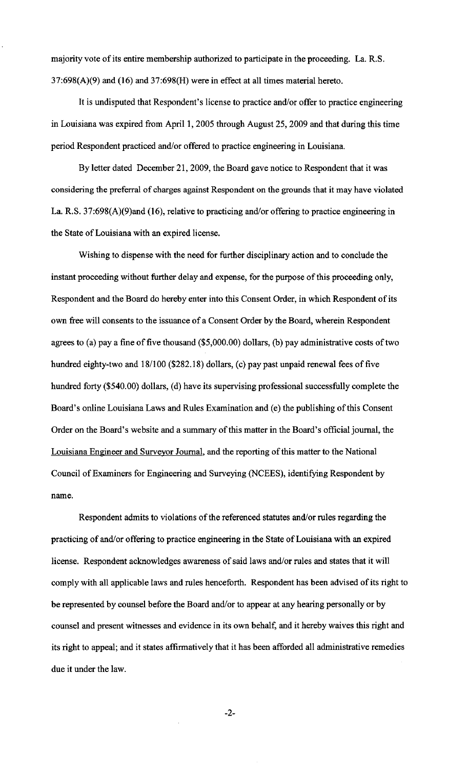majority vote of its entire membership authorized to participate in the proceeding. La. R.S. 37:698(A)(9) and (16) and 37:698(H) were in effect at all times material hereto.

It is undisputed that Respondent's license to practice and/or offer to practice engineering in Louisiana was expired from April 1, 2005 through August 25, 2009 and that during this time period Respondent practiced and/or offered to practice engineering in Louisiana.

By letter dated December 21, 2009, the Board gave notice to Respondent that it was considering the preferral of charges against Respondent on the grounds that it may have violated La. R.S. 37:698(A)(9)and (16), relative to practicing and/or offering to practice engineering in the State of Louisiana with an expired license.

Wishing to dispense with the need for further disciplinary action and to conclude the instant proceeding without further delay and expense, for the purpose of this proceeding only, Respondent and the Board do hereby enter into this Consent Order, in which Respondent of its own free will consents to the issuance of a Consent Order by the Board, wherein Respondent agrees to (a) pay a fine of five thousand ($5,000.00) dollars, (b) pay administrative costs of two hundred eighty-two and 18/100 ($282.18) dollars, (c) pay past unpaid renewal fees of five hundred forty ($540.00) dollars, (d) have its supervising professional successfully complete the Board's online Louisiana Laws and Rules Examination and (e) the publishing of this Consent Order on the Board's website and a summary of this matter in the Board's official journal, the Louisiana Engineer and Surveyor Journal, and the reporting of this matter to the National Council of Examiners for Engineering and Surveying (NCEES), identifying Respondent by name.

Respondent admits to violations of the referenced statutes and/or rules regarding the practicing of and/or offering to practice engineering in the State of Louisiana with an expired license. Respondent acknowledges awareness of said laws and/or rules and states that it will comply with all applicable laws and rules henceforth. Respondent has been advised of its right to be represented by counsel before the Board and/or to appear at any hearing personally or by counsel and present witnesses and evidence in its own behalf, and it hereby waives this right and its right to appeal; and it states affirmatively that it has been afforded all administrative remedies due it under the law.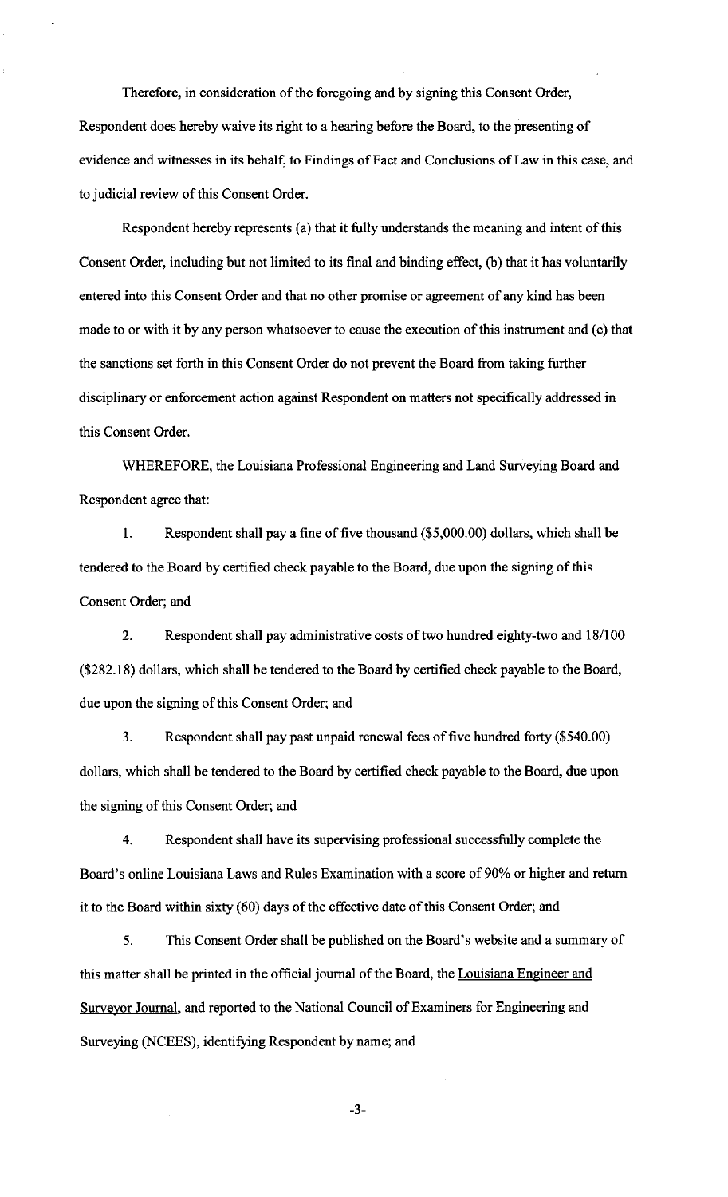Therefore, in consideration of the foregoing and by signing this Consent Order, Respondent does hereby waive its right to a hearing before the Board, to the presenting of evidence and witnesses in its behalf, to Findings of Fact and Conclusions of Law in this case, and to judicial review of this Consent Order.

Respondent hereby represents (a) that it fully understands the meaning and intent of this Consent Order, including but not limited to its final and binding effect, (b) that it has voluntarily entered into this Consent Order and that no other promise or agreement of any kind has been made to or with it by any person whatsoever to cause the execution of this instrument and (c) that the sanctions set forth in this Consent Order do not prevent the Board from taking further disciplinary or enforcement action against Respondent on matters not specifically addressed in this Consent Order.

WHEREFORE, the Louisiana Professional Engineering and Land Surveying Board and Respondent agree that:

1. Respondent shall pay a fine of five thousand ($5,000.00) dollars, which shall be tendered to the Board by certified check payable to the Board, due upon the signing of this Consent Order; and

2. Respondent shall pay administrative costs of two hundred eighty-two and 18/100 ($282.18) dollars, which shall be tendered to the Board by certified check payable to the Board, due upon the signing of this Consent Order; and

3. Respondent shall pay past unpaid renewal fees of five hundred forty ($540.00) dollars, which shall be tendered to the Board by certified check payable to the Board, due upon the signing of this Consent Order; and

4. Respondent shall have its supervising professional successfully complete the Board's online Louisiana Laws and Rules Examination with a score of 90% or higher and return it to the Board within sixty (60) days of the effective date of this Consent Order; and

5. This Consent Order shall be published on the Board's website and a summary of this matter shall be printed in the official journal of the Board, the Louisiana Engineer and Surveyor Journal, and reported to the National Council of Examiners for Engineering and Surveying (NCEES), identifying Respondent by name; and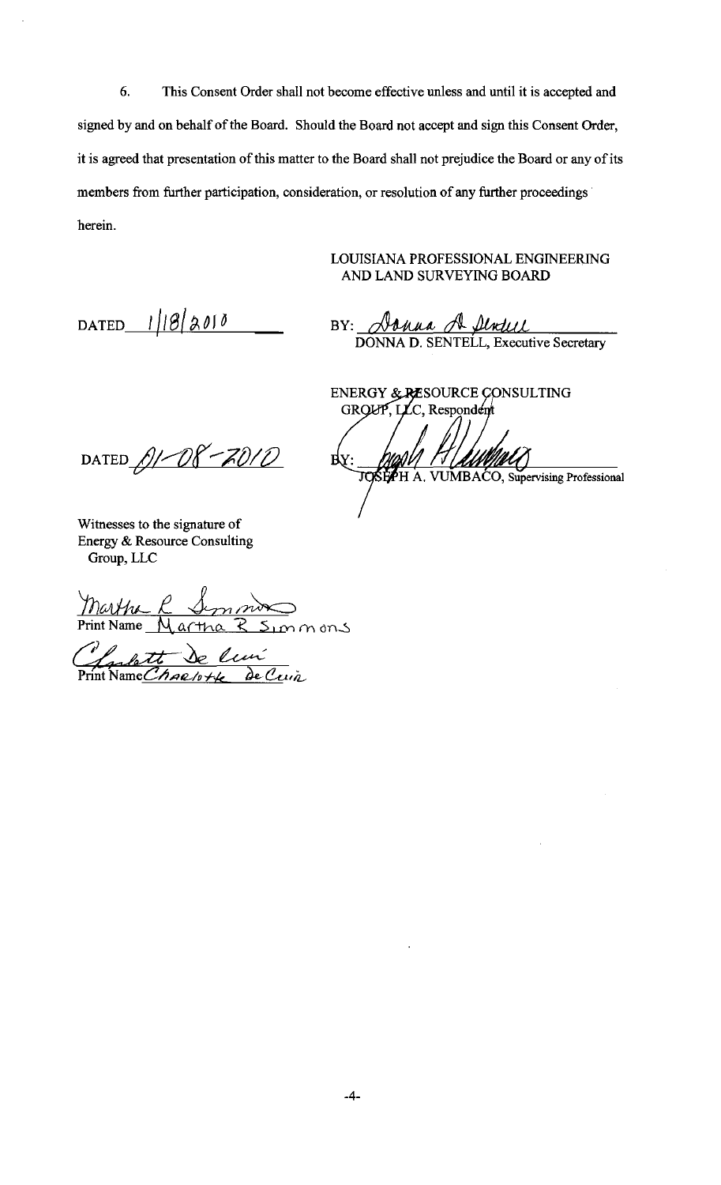6. This Consent Order shall not become effective unless and until it is accepted and signed by and on behalf of the Board. Should the Board not accept and sign this Consent Order, it is agreed that presentation of this matter to the Board shall not prejudice the Board or any of its members from further participation, consideration, or resolution of any further proceedings herein.

LOUISIANA PROFESSIONAL ENGINEERING AND LAND SURVEYING BOARD

DATED 1/18/2010

BY: Donna D. Sentell
DONNA D. SENTELL, Executive Secretary

ENERGY & RESOURCE CONSULTING GROUP, LLC, Respondent

DATED 01-08-2010

BY: Joseph A. Vumbaco
JOSEPH A. VUMBACO, Supervising Professional

Witnesses to the signature of Energy & Resource Consulting Group, LLC

Martha R. Simmons
Print Name Martha R. Simmons

Charlotte De Cuir
Print Name Charlotte De Cuir